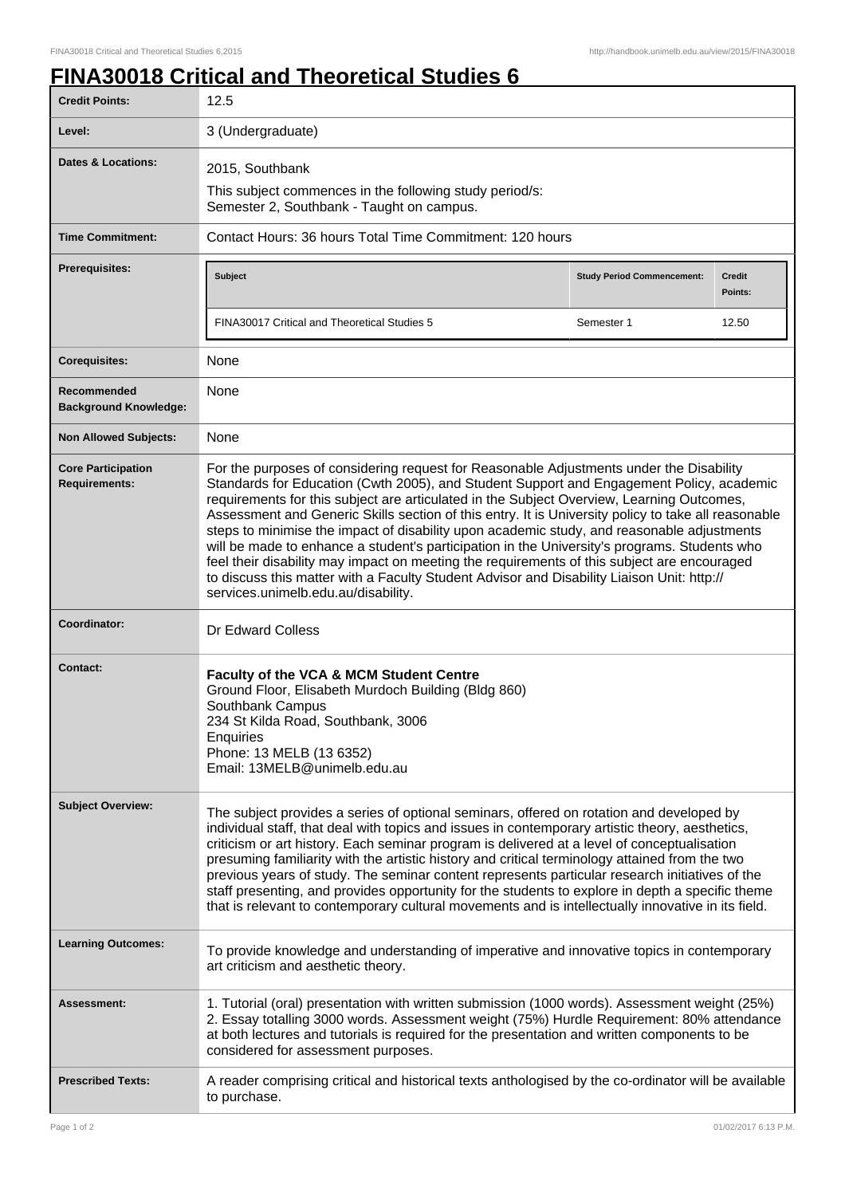# FINA30018 Critical and Theoretical Studies 6

| | |
|---|---|
| **Credit Points:** | 12.5 |
| **Level:** | 3 (Undergraduate) |
| **Dates & Locations:** | 2015, Southbank<br>This subject commences in the following study period/s:<br>Semester 2, Southbank - Taught on campus. |
| **Time Commitment:** | Contact Hours: 36 hours Total Time Commitment: 120 hours |
| **Prerequisites:** | **Subject** / **Study Period Commencement:** / **Credit Points:**<br>FINA30017 Critical and Theoretical Studies 5 / Semester 1 / 12.50 |
| **Corequisites:** | None |
| **Recommended Background Knowledge:** | None |
| **Non Allowed Subjects:** | None |
| **Core Participation Requirements:** | For the purposes of considering request for Reasonable Adjustments under the Disability Standards for Education (Cwth 2005), and Student Support and Engagement Policy, academic requirements for this subject are articulated in the Subject Overview, Learning Outcomes, Assessment and Generic Skills section of this entry. It is University policy to take all reasonable steps to minimise the impact of disability upon academic study, and reasonable adjustments will be made to enhance a student's participation in the University's programs. Students who feel their disability may impact on meeting the requirements of this subject are encouraged to discuss this matter with a Faculty Student Advisor and Disability Liaison Unit: http://services.unimelb.edu.au/disability. |
| **Coordinator:** | Dr Edward Colless |
| **Contact:** | **Faculty of the VCA & MCM Student Centre**<br>Ground Floor, Elisabeth Murdoch Building (Bldg 860)<br>Southbank Campus<br>234 St Kilda Road, Southbank, 3006<br>Enquiries<br>Phone: 13 MELB (13 6352)<br>Email: 13MELB@unimelb.edu.au |
| **Subject Overview:** | The subject provides a series of optional seminars, offered on rotation and developed by individual staff, that deal with topics and issues in contemporary artistic theory, aesthetics, criticism or art history. Each seminar program is delivered at a level of conceptualisation presuming familiarity with the artistic history and critical terminology attained from the two previous years of study. The seminar content represents particular research initiatives of the staff presenting, and provides opportunity for the students to explore in depth a specific theme that is relevant to contemporary cultural movements and is intellectually innovative in its field. |
| **Learning Outcomes:** | To provide knowledge and understanding of imperative and innovative topics in contemporary art criticism and aesthetic theory. |
| **Assessment:** | 1. Tutorial (oral) presentation with written submission (1000 words). Assessment weight (25%)<br>2. Essay totalling 3000 words. Assessment weight (75%) Hurdle Requirement: 80% attendance at both lectures and tutorials is required for the presentation and written components to be considered for assessment purposes. |
| **Prescribed Texts:** | A reader comprising critical and historical texts anthologised by the co-ordinator will be available to purchase. |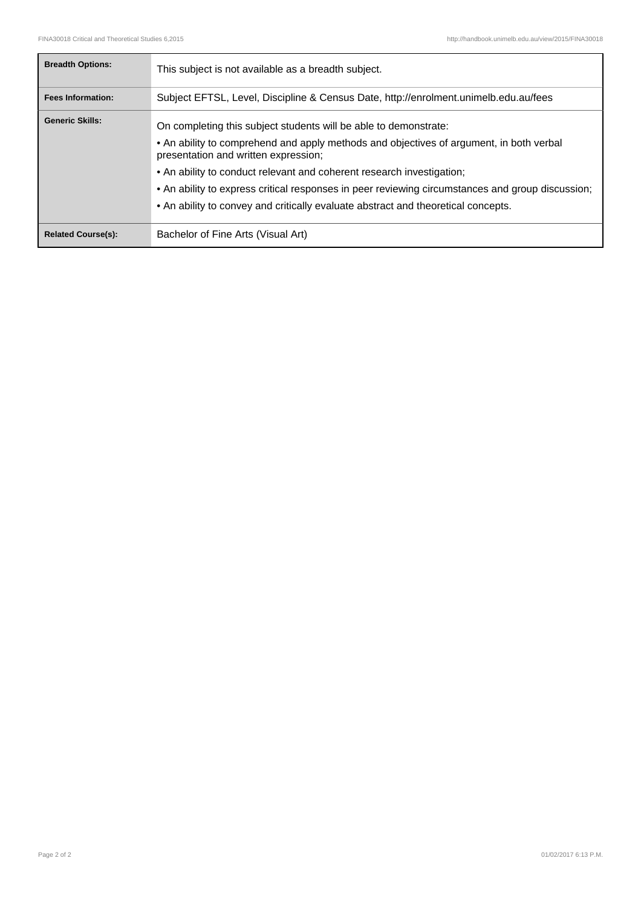| | |
|---|---|
| **Breadth Options:** | This subject is not available as a breadth subject. |
| **Fees Information:** | Subject EFTSL, Level, Discipline & Census Date, http://enrolment.unimelb.edu.au/fees |
| **Generic Skills:** | On completing this subject students will be able to demonstrate:<br>• An ability to comprehend and apply methods and objectives of argument, in both verbal presentation and written expression;<br>• An ability to conduct relevant and coherent research investigation;<br>• An ability to express critical responses in peer reviewing circumstances and group discussion;<br>• An ability to convey and critically evaluate abstract and theoretical concepts. |
| **Related Course(s):** | Bachelor of Fine Arts (Visual Art) |